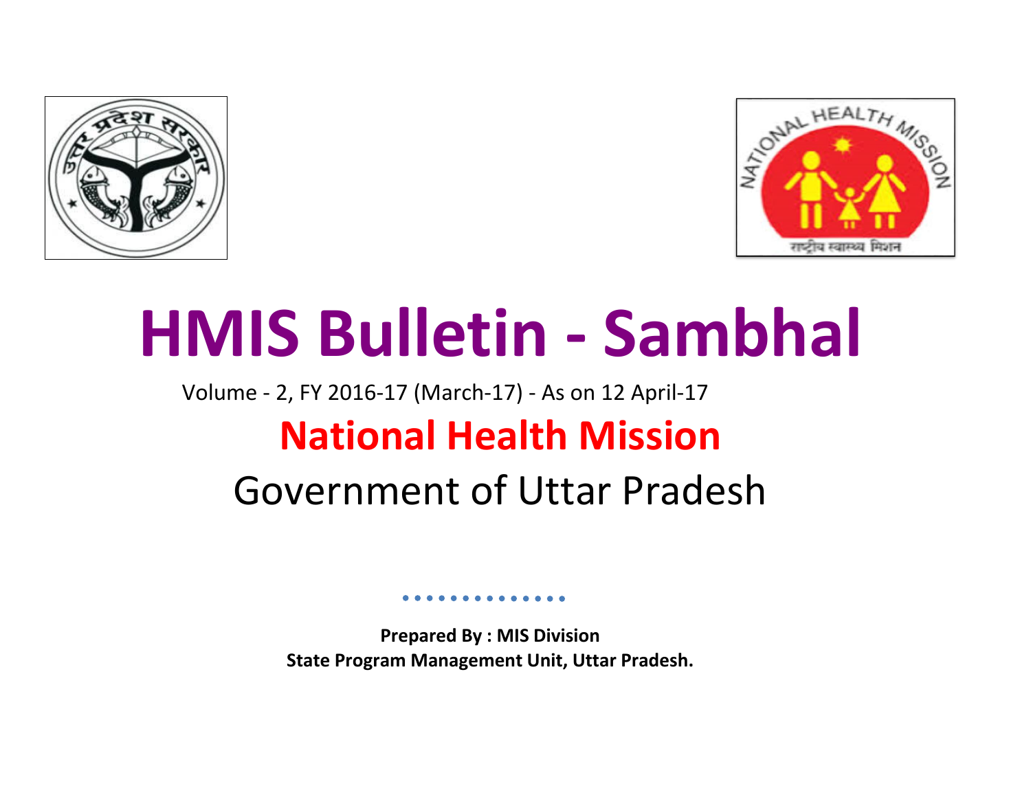# HMIS Bulletin - Sambhal

Volume - 2, FY 2016-17 (March-17) - As on 12 April-17

## National Health Mission

## Government of Uttar Pradesh

**Prepared By : MIS Division**
**State Program Management Unit, Uttar Pradesh.**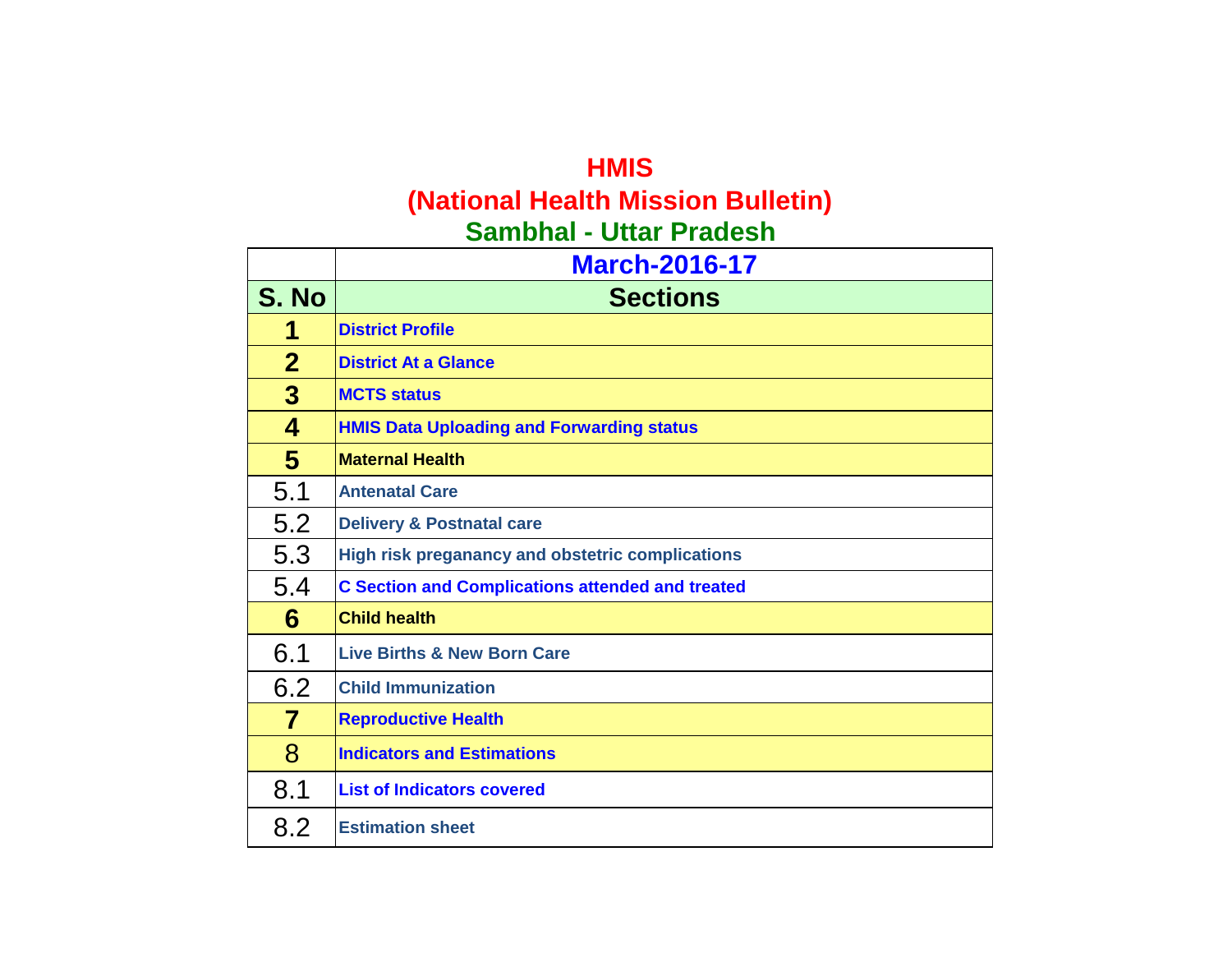# HMIS
## (National Health Mission Bulletin)
## Sambhal - Uttar Pradesh

| | March-2016-17 |
|---|---|
| **S. No** | **Sections** |
| **1** | **District Profile** |
| **2** | **District At a Glance** |
| **3** | **MCTS status** |
| **4** | **HMIS Data Uploading and Forwarding status** |
| **5** | **Maternal Health** |
| 5.1 | **Antenatal Care** |
| 5.2 | **Delivery & Postnatal care** |
| 5.3 | **High risk preganancy and obstetric complications** |
| 5.4 | **C Section and Complications attended and treated** |
| **6** | **Child health** |
| 6.1 | **Live Births & New Born Care** |
| 6.2 | **Child Immunization** |
| **7** | **Reproductive Health** |
| 8 | **Indicators and Estimations** |
| 8.1 | **List of Indicators covered** |
| 8.2 | **Estimation sheet** |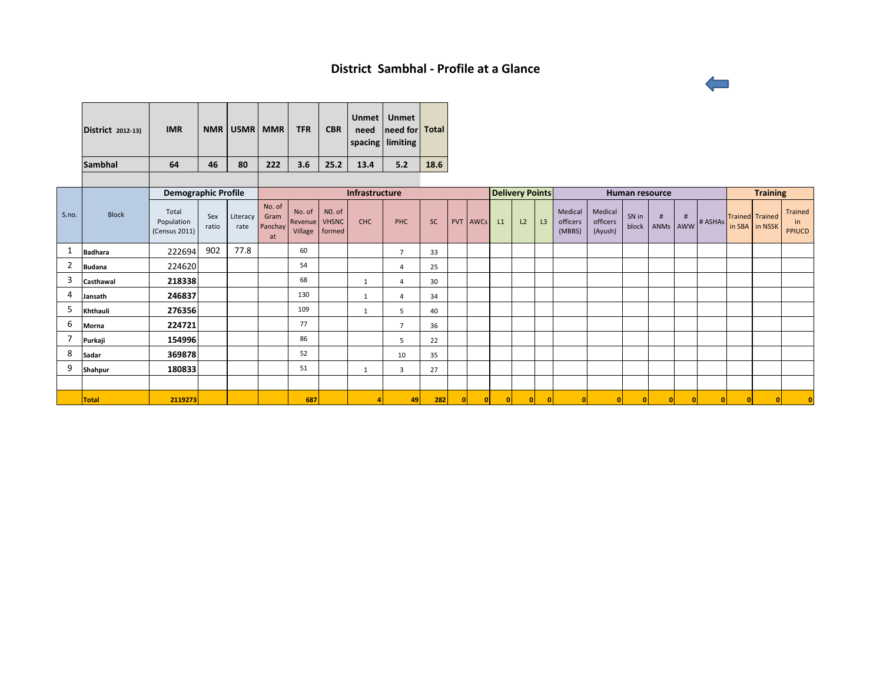# District Sambhal - Profile at a Glance

| District 2012-13) | IMR | NMR | U5MR | MMR | TFR | CBR | Unmet need spacing | Unmet need for limiting | Total |
|---|---|---|---|---|---|---|---|---|---|
| Sambhal | 64 | 46 | 80 | 222 | 3.6 | 25.2 | 13.4 | 5.2 | 18.6 |

| S.no. | Block | Demographic Profile | | | Infrastructure | | | | | | | | Delivery Points | | | Human resource | | | | | | Training | | |
|---|---|---|---|---|---|---|---|---|---|---|---|---|---|---|---|---|---|---|---|---|---|---|---|---|
| | | Total Population (Census 2011) | Sex ratio | Literacy rate | No. of Gram Panchayat | No. of Revenue Village | N0. of VHSNC formed | CHC | PHC | SC | PVT | AWCs | L1 | L2 | L3 | Medical officers (MBBS) | Medical officers (Ayush) | SN in block | # ANMs | # AWW | # ASHAs | Trained in SBA | Trained in NSSK | Trained in PPIUCD |
| 1 | Badhara | 222694 | 902 | 77.8 | | 60 | | | 7 | 33 | | | | | | | | | | | | | | |
| 2 | Budana | 224620 | | | | 54 | | | 4 | 25 | | | | | | | | | | | | | | |
| 3 | Casthawal | 218338 | | | | 68 | | 1 | 4 | 30 | | | | | | | | | | | | | | |
| 4 | Jansath | 246837 | | | | 130 | | 1 | 4 | 34 | | | | | | | | | | | | | | |
| 5 | Khthauli | 276356 | | | | 109 | | 1 | 5 | 40 | | | | | | | | | | | | | | |
| 6 | Morna | 224721 | | | | 77 | | | 7 | 36 | | | | | | | | | | | | | | |
| 7 | Purkaji | 154996 | | | | 86 | | | 5 | 22 | | | | | | | | | | | | | | |
| 8 | Sadar | 369878 | | | | 52 | | | 10 | 35 | | | | | | | | | | | | | | |
| 9 | Shahpur | 180833 | | | | 51 | | 1 | 3 | 27 | | | | | | | | | | | | | | |
| | | | | | | | | | | | | | | | | | | | | | | | | |
| | Total | 2119273 | | | | 687 | | 4 | 49 | 282 | 0 | 0 | 0 | 0 | 0 | 0 | 0 | 0 | 0 | 0 | 0 | 0 | 0 | 0 |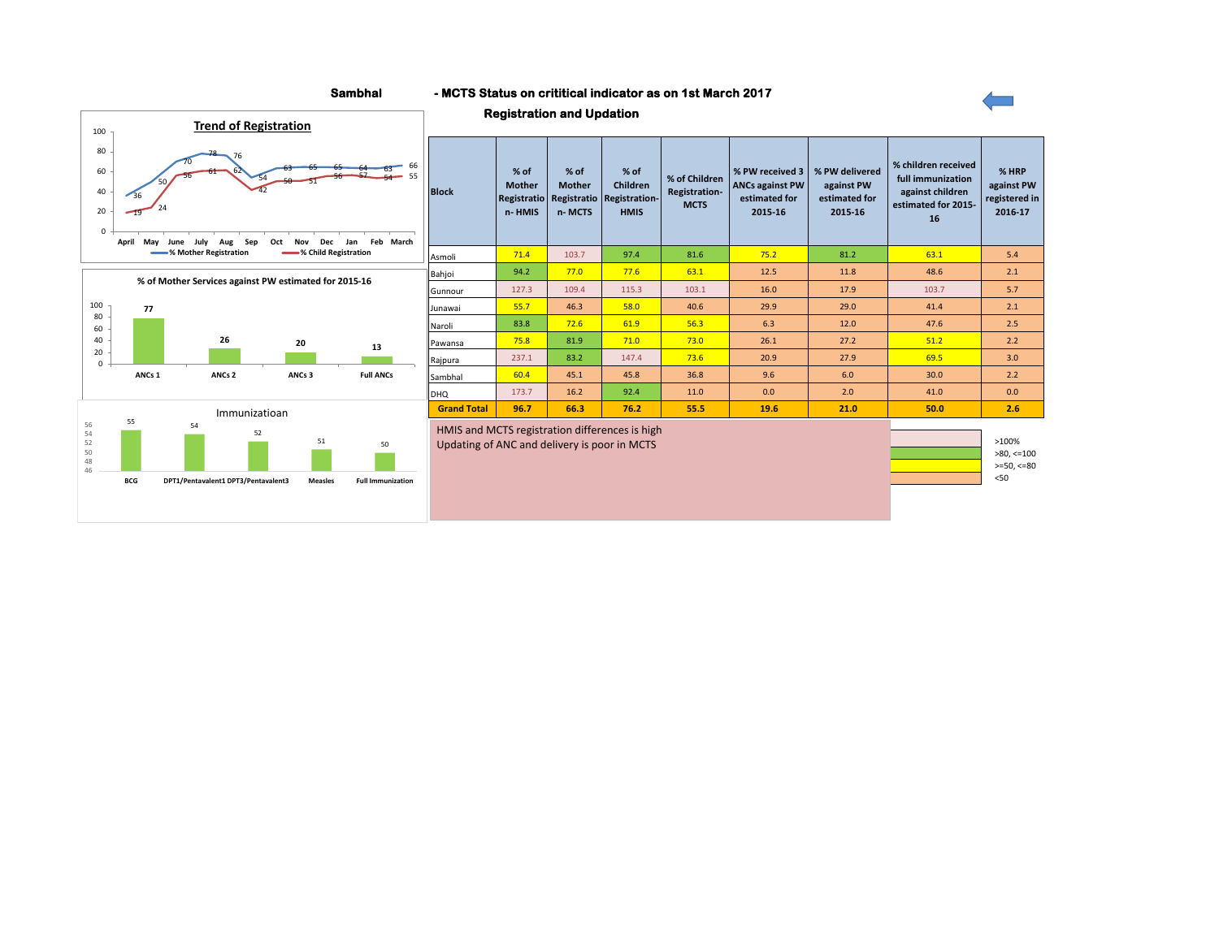# Sambhal - MCTS Status on crititical indicator as on 1st March 2017

## Registration and Updation

**Trend of Registration**

| | April | May | June | July | Aug | Sep | Oct | Nov | Dec | Jan | Feb | March |
|---|---|---|---|---|---|---|---|---|---|---|---|---|
| % Mother Registration | 36 | 50 | 70 | 78 | 76 | 54 | 63 | 65 | 65 | 64 | 63 | 66 |
| % Child Registration | 19 | 24 | 56 | 61 | 62 | 42 | 50 | 51 | 56 | 57 | 54 | 55 |

**% of Mother Services against PW estimated for 2015-16**

| ANCs 1 | ANCs 2 | ANCs 3 | Full ANCs |
|---|---|---|---|
| 77 | 26 | 20 | 13 |

**Immunizatioan**

| BCG | DPT1/Pentavalent1 | DPT3/Pentavalent3 | Measles | Full Immunization |
|---|---|---|---|---|
| 55 | 54 | 52 | 51 | 50 |

| Block | % of Mother Registration- HMIS | % of Mother Registration- MCTS | % of Children Registration-HMIS | % of Children Registration-MCTS | % PW received 3 ANCs against PW estimated for 2015-16 | % PW delivered against PW estimated for 2015-16 | % children received full immunization against children estimated for 2015-16 | % HRP against PW registered in 2016-17 |
|---|---|---|---|---|---|---|---|---|
| Asmoli | 71.4 | 103.7 | 97.4 | 81.6 | 75.2 | 81.2 | 63.1 | 5.4 |
| Bahjoi | 94.2 | 77.0 | 77.6 | 63.1 | 12.5 | 11.8 | 48.6 | 2.1 |
| Gunnour | 127.3 | 109.4 | 115.3 | 103.1 | 16.0 | 17.9 | 103.7 | 5.7 |
| Junawai | 55.7 | 46.3 | 58.0 | 40.6 | 29.9 | 29.0 | 41.4 | 2.1 |
| Naroli | 83.8 | 72.6 | 61.9 | 56.3 | 6.3 | 12.0 | 47.6 | 2.5 |
| Pawansa | 75.8 | 81.9 | 71.0 | 73.0 | 26.1 | 27.2 | 51.2 | 2.2 |
| Rajpura | 237.1 | 83.2 | 147.4 | 73.6 | 20.9 | 27.9 | 69.5 | 3.0 |
| Sambhal | 60.4 | 45.1 | 45.8 | 36.8 | 9.6 | 6.0 | 30.0 | 2.2 |
| DHQ | 173.7 | 16.2 | 92.4 | 11.0 | 0.0 | 2.0 | 41.0 | 0.0 |
| **Grand Total** | **96.7** | **66.3** | **76.2** | **55.5** | **19.6** | **21.0** | **50.0** | **2.6** |

HMIS and MCTS registration differences is high
Updating of ANC and delivery is poor in MCTS

Legend:
- >100%
- >80, <=100
- >=50, <=80
- <50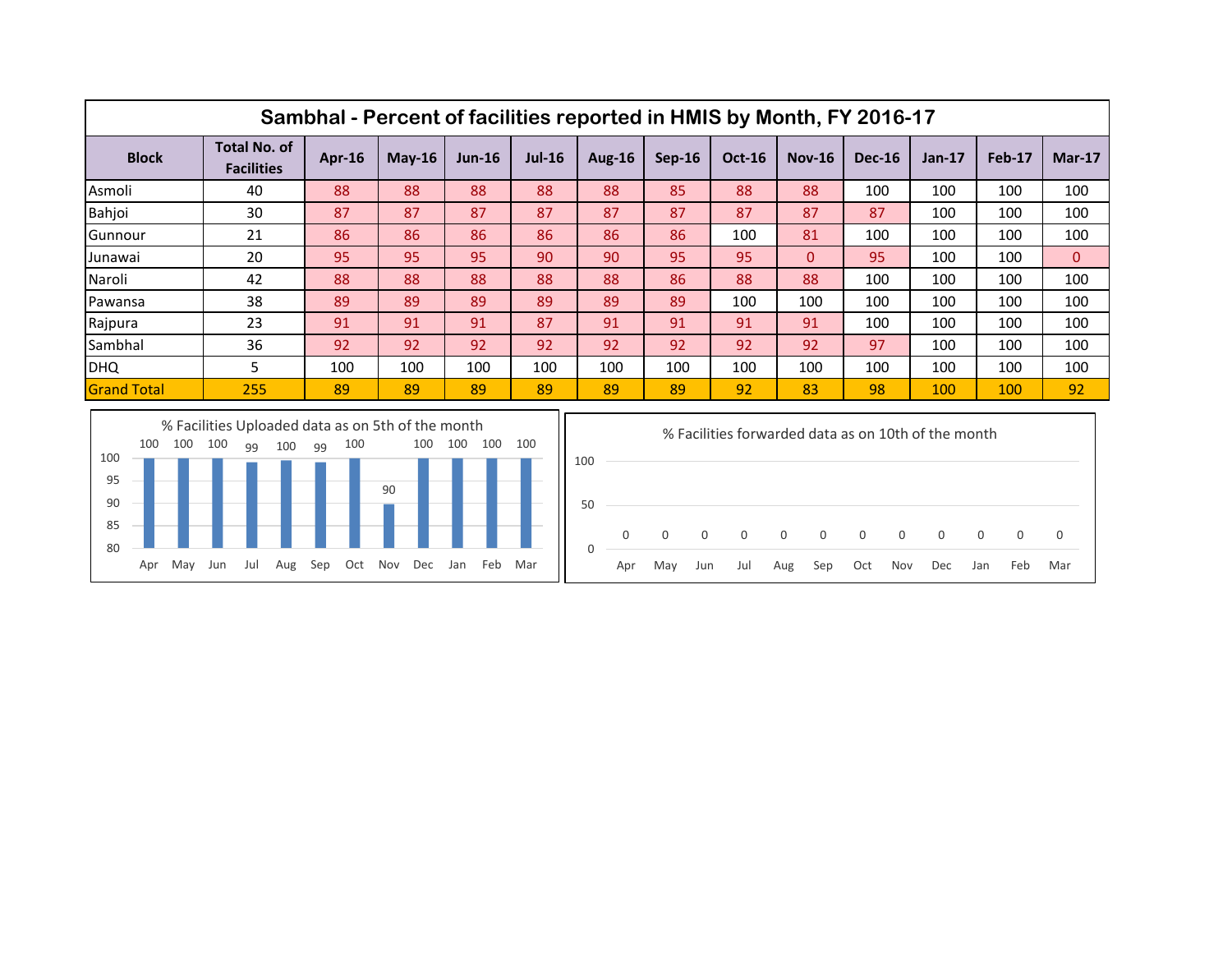# Sambhal - Percent of facilities reported in HMIS by Month, FY 2016-17

| Block | Total No. of Facilities | Apr-16 | May-16 | Jun-16 | Jul-16 | Aug-16 | Sep-16 | Oct-16 | Nov-16 | Dec-16 | Jan-17 | Feb-17 | Mar-17 |
|---|---|---|---|---|---|---|---|---|---|---|---|---|---|
| Asmoli | 40 | 88 | 88 | 88 | 88 | 88 | 85 | 88 | 88 | 100 | 100 | 100 | 100 |
| Bahjoi | 30 | 87 | 87 | 87 | 87 | 87 | 87 | 87 | 87 | 87 | 100 | 100 | 100 |
| Gunnour | 21 | 86 | 86 | 86 | 86 | 86 | 86 | 100 | 81 | 100 | 100 | 100 | 100 |
| Junawai | 20 | 95 | 95 | 95 | 90 | 90 | 95 | 95 | 0 | 95 | 100 | 100 | 0 |
| Naroli | 42 | 88 | 88 | 88 | 88 | 88 | 86 | 88 | 88 | 100 | 100 | 100 | 100 |
| Pawansa | 38 | 89 | 89 | 89 | 89 | 89 | 89 | 100 | 100 | 100 | 100 | 100 | 100 |
| Rajpura | 23 | 91 | 91 | 91 | 87 | 91 | 91 | 91 | 91 | 100 | 100 | 100 | 100 |
| Sambhal | 36 | 92 | 92 | 92 | 92 | 92 | 92 | 92 | 92 | 97 | 100 | 100 | 100 |
| DHQ | 5 | 100 | 100 | 100 | 100 | 100 | 100 | 100 | 100 | 100 | 100 | 100 | 100 |
| Grand Total | 255 | 89 | 89 | 89 | 89 | 89 | 89 | 92 | 83 | 98 | 100 | 100 | 92 |

% Facilities Uploaded data as on 5th of the month

| Apr | May | Jun | Jul | Aug | Sep | Oct | Nov | Dec | Jan | Feb | Mar |
|---|---|---|---|---|---|---|---|---|---|---|---|
| 100 | 100 | 100 | 99 | 100 | 99 | 100 | 90 | 100 | 100 | 100 | 100 |

% Facilities forwarded data as on 10th of the month

| Apr | May | Jun | Jul | Aug | Sep | Oct | Nov | Dec | Jan | Feb | Mar |
|---|---|---|---|---|---|---|---|---|---|---|---|
| 0 | 0 | 0 | 0 | 0 | 0 | 0 | 0 | 0 | 0 | 0 | 0 |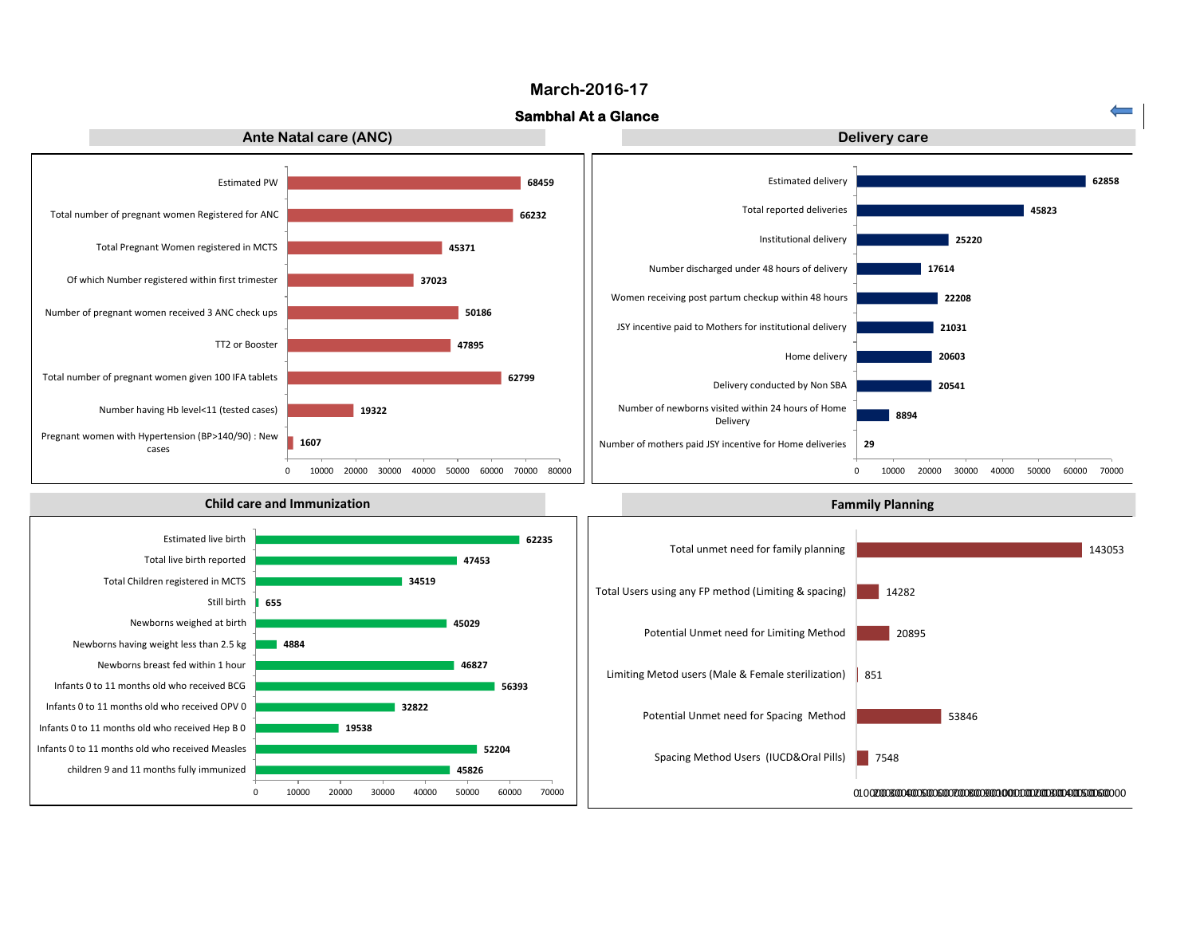# March-2016-17

## Sambhal At a Glance

### Ante Natal care (ANC)

| Indicator | Value |
|---|---|
| Estimated PW | 68459 |
| Total number of pregnant women Registered for ANC | 66232 |
| Total Pregnant Women registered in MCTS | 45371 |
| Of which Number registered within first trimester | 37023 |
| Number of pregnant women received 3 ANC check ups | 50186 |
| TT2 or Booster | 47895 |
| Total number of pregnant women given 100 IFA tablets | 62799 |
| Number having Hb level<11 (tested cases) | 19322 |
| Pregnant women with Hypertension (BP>140/90) : New cases | 1607 |

### Delivery care

| Indicator | Value |
|---|---|
| Estimated delivery | 62858 |
| Total reported deliveries | 45823 |
| Institutional delivery | 25220 |
| Number discharged under 48 hours of delivery | 17614 |
| Women receiving post partum checkup within 48 hours | 22208 |
| JSY incentive paid to Mothers for institutional delivery | 21031 |
| Home delivery | 20603 |
| Delivery conducted by Non SBA | 20541 |
| Number of newborns visited within 24 hours of Home Delivery | 8894 |
| Number of mothers paid JSY incentive for Home deliveries | 29 |

### Child care and Immunization

| Indicator | Value |
|---|---|
| Estimated live birth | 62235 |
| Total live birth reported | 47453 |
| Total Children registered in MCTS | 34519 |
| Still birth | 655 |
| Newborns weighed at birth | 45029 |
| Newborns having weight less than 2.5 kg | 4884 |
| Newborns breast fed within 1 hour | 46827 |
| Infants 0 to 11 months old who received BCG | 56393 |
| Infants 0 to 11 months old who received OPV 0 | 32822 |
| Infants 0 to 11 months old who received Hep B 0 | 19538 |
| Infants 0 to 11 months old who received Measles | 52204 |
| children 9 and 11 months fully immunized | 45826 |

### Fammily Planning

| Indicator | Value |
|---|---|
| Total unmet need for family planning | 143053 |
| Total Users using any FP method (Limiting & spacing) | 14282 |
| Potential Unmet need for Limiting Method | 20895 |
| Limiting Metod users (Male & Female sterilization) | 851 |
| Potential Unmet need for Spacing Method | 53846 |
| Spacing Method Users (IUCD&Oral Pills) | 7548 |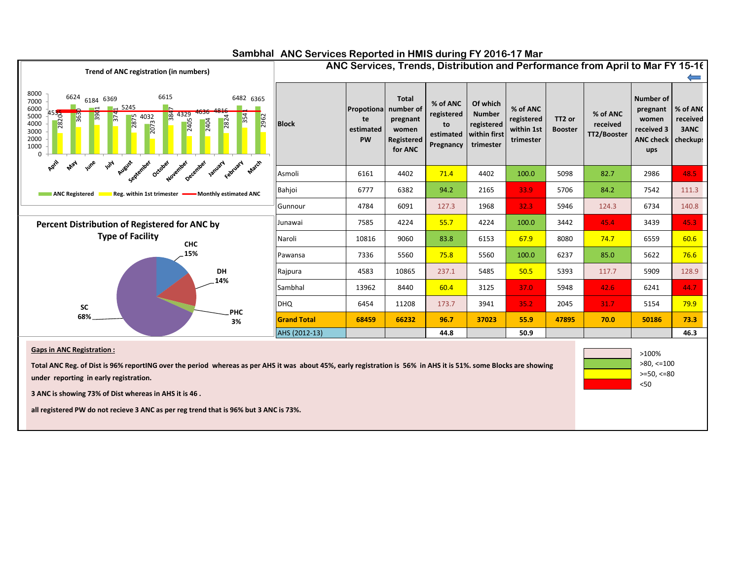# Sambhal ANC Services Reported in HMIS during FY 2016-17 Mar

## ANC Services, Trends, Distribution and Performance from April to Mar FY 15-16

**Trend of ANC registration (in numbers)**

| Month | ANC Registered | Reg. within 1st trimester |
|---|---|---|
| April | 4533 | 2820 |
| May | 6624 | 3630 |
| June | 6184 | 3901 |
| July | 6369 | 3741 |
| August | 5245 | 2875 |
| September | 4032 | 2073 |
| October | 6615 | 3847 |
| November | 4329 | 2405 |
| December | 4636 | 2404 |
| January | 4816 | 2824 |
| February | 6482 | 3541 |
| March | 6365 | 2962 |

ANC Registered — Reg. within 1st trimester — Monthly estimated ANC

**Percent Distribution of Registered for ANC by Type of Facility**

| Facility | % |
|---|---|
| CHC | 15% |
| DH | 14% |
| PHC | 3% |
| SC | 68% |

| Block | Propotionate estimated PW | Total number of pregnant women Registered for ANC | % of ANC registered to estimated Pregnancy | Of which Number registered within first trimester | % of ANC registered within 1st trimester | TT2 or Booster | % of ANC received TT2/Booster | Number of pregnant women received 3 ANC check ups | % of ANC received 3ANC checkups |
|---|---|---|---|---|---|---|---|---|---|
| Asmoli | 6161 | 4402 | 71.4 | 4402 | 100.0 | 5098 | 82.7 | 2986 | 48.5 |
| Bahjoi | 6777 | 6382 | 94.2 | 2165 | 33.9 | 5706 | 84.2 | 7542 | 111.3 |
| Gunnour | 4784 | 6091 | 127.3 | 1968 | 32.3 | 5946 | 124.3 | 6734 | 140.8 |
| Junawai | 7585 | 4224 | 55.7 | 4224 | 100.0 | 3442 | 45.4 | 3439 | 45.3 |
| Naroli | 10816 | 9060 | 83.8 | 6153 | 67.9 | 8080 | 74.7 | 6559 | 60.6 |
| Pawansa | 7336 | 5560 | 75.8 | 5560 | 100.0 | 6237 | 85.0 | 5622 | 76.6 |
| Rajpura | 4583 | 10865 | 237.1 | 5485 | 50.5 | 5393 | 117.7 | 5909 | 128.9 |
| Sambhal | 13962 | 8440 | 60.4 | 3125 | 37.0 | 5948 | 42.6 | 6241 | 44.7 |
| DHQ | 6454 | 11208 | 173.7 | 3941 | 35.2 | 2045 | 31.7 | 5154 | 79.9 |
| **Grand Total** | **68459** | **66232** | **96.7** | **37023** | **55.9** | **47895** | **70.0** | **50186** | **73.3** |
| AHS (2012-13) | | | **44.8** | | **50.9** | | | | **46.3** |

Legend: >100% ; >80, <=100 ; >=50, <=80 ; <50

**Gaps in ANC Registration :**

**Total ANC Reg. of Dist is 96% reportING over the period whereas as per AHS it was about 45%, early registration is 56% in AHS it is 51%. some Blocks are showing under reporting in early registration.**

**3 ANC is showing 73% of Dist whereas in AHS it is 46 .**

**all registered PW do not recieve 3 ANC as per reg trend that is 96% but 3 ANC is 73%.**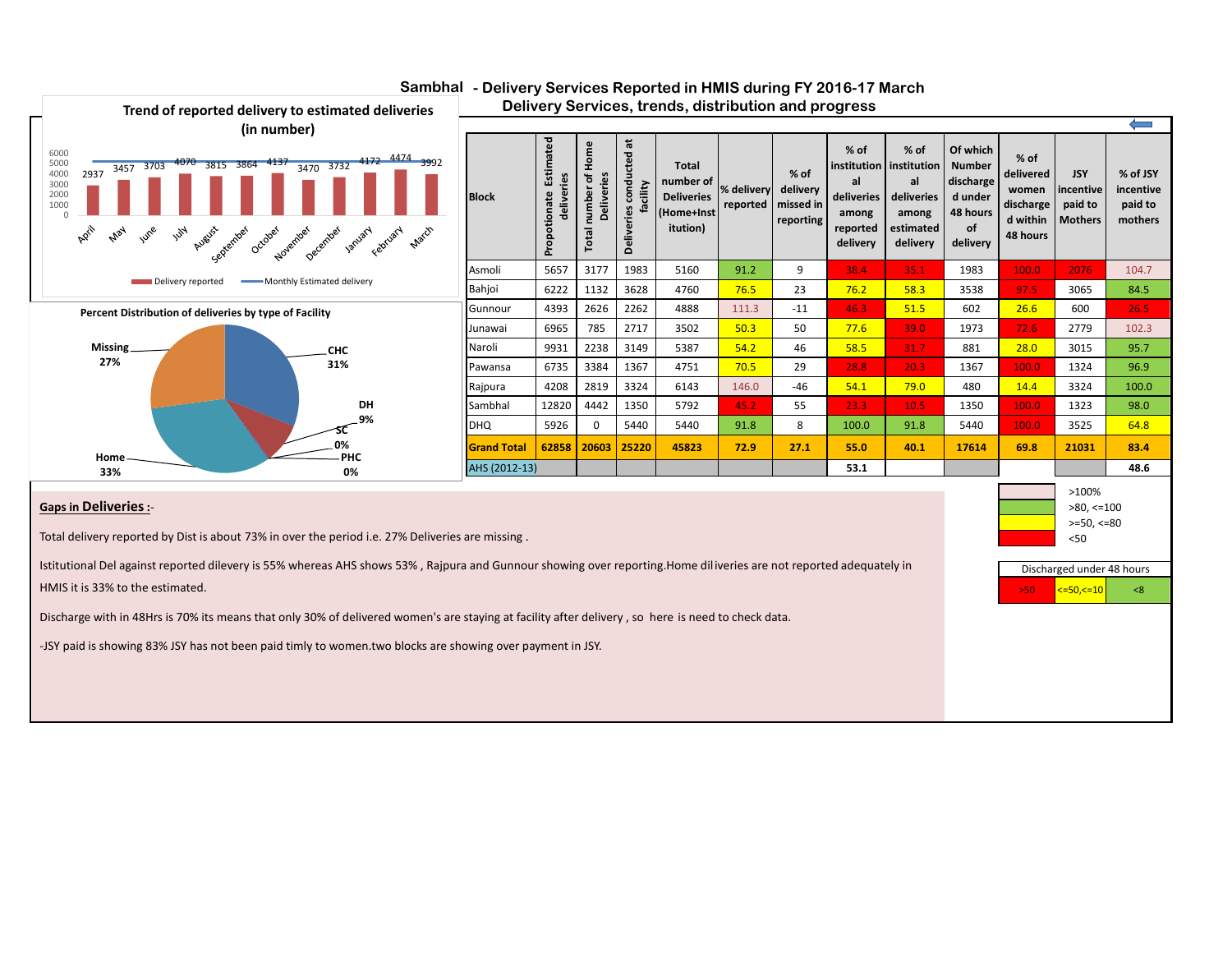# Sambhal - Delivery Services Reported in HMIS during FY 2016-17 March

## Delivery Services, trends, distribution and progress

**Trend of reported delivery to estimated deliveries (in number)**

| Month | April | May | June | July | August | September | October | November | December | January | February | March |
|---|---|---|---|---|---|---|---|---|---|---|---|---|
| Delivery reported | 2937 | 3457 | 3703 | 4070 | 3815 | 3864 | 4137 | 3470 | 3732 | 4172 | 4474 | 3992 |

Legend: Delivery reported; Monthly Estimated delivery

**Percent Distribution of deliveries by type of Facility**

| Type | % |
|---|---|
| CHC | 31% |
| DH | 9% |
| SC | 0% |
| PHC | 0% |
| Home | 33% |
| Missing | 27% |

| Block | Propotionate Estimated deliveries | Total number of Home Deliveries | Deliveries conducted at facility | Total number of Deliveries (Home+Institution) | % delivery reported | % of delivery missed in reporting | % of institutional deliveries among reported delivery | % of institutional deliveries among estimated delivery | Of which Number discharged under 48 hours of delivery | % of delivered women discharged within 48 hours | JSY incentive paid to Mothers | % of JSY incentive paid to mothers |
|---|---|---|---|---|---|---|---|---|---|---|---|---|
| Asmoli | 5657 | 3177 | 1983 | 5160 | 91.2 | 9 | 38.4 | 35.1 | 1983 | 100.0 | 2076 | 104.7 |
| Bahjoi | 6222 | 1132 | 3628 | 4760 | 76.5 | 23 | 76.2 | 58.3 | 3538 | 97.5 | 3065 | 84.5 |
| Gunnour | 4393 | 2626 | 2262 | 4888 | 111.3 | -11 | 46.3 | 51.5 | 602 | 26.6 | 600 | 26.5 |
| Junawai | 6965 | 785 | 2717 | 3502 | 50.3 | 50 | 77.6 | 39.0 | 1973 | 72.6 | 2779 | 102.3 |
| Naroli | 9931 | 2238 | 3149 | 5387 | 54.2 | 46 | 58.5 | 31.7 | 881 | 28.0 | 3015 | 95.7 |
| Pawansa | 6735 | 3384 | 1367 | 4751 | 70.5 | 29 | 28.8 | 20.3 | 1367 | 100.0 | 1324 | 96.9 |
| Rajpura | 4208 | 2819 | 3324 | 6143 | 146.0 | -46 | 54.1 | 79.0 | 480 | 14.4 | 3324 | 100.0 |
| Sambhal | 12820 | 4442 | 1350 | 5792 | 45.2 | 55 | 23.3 | 10.5 | 1350 | 100.0 | 1323 | 98.0 |
| DHQ | 5926 | 0 | 5440 | 5440 | 91.8 | 8 | 100.0 | 91.8 | 5440 | 100.0 | 3525 | 64.8 |
| **Grand Total** | **62858** | **20603** | **25220** | **45823** | **72.9** | **27.1** | **55.0** | **40.1** | **17614** | **69.8** | **21031** | **83.4** |
| AHS (2012-13) | | | | | | | 53.1 | | | | | 48.6 |

Legend: >100%; >80, <=100; >=50, <=80; <50

Discharged under 48 hours: >50; <=50,<=10; <8

**Gaps in Deliveries :-**

Total delivery reported by Dist is about 73% in over the period i.e. 27% Deliveries are missing .

Istitutional Del against reported dilevery is 55% whereas AHS shows 53% , Rajpura and Gunnour showing over reporting.Home diliveries are not reported adequately in HMIS it is 33% to the estimated.

Discharge with in 48Hrs is 70% its means that only 30% of delivered women's are staying at facility after delivery , so here is need to check data.

-JSY paid is showing 83% JSY has not been paid timly to women.two blocks are showing over payment in JSY.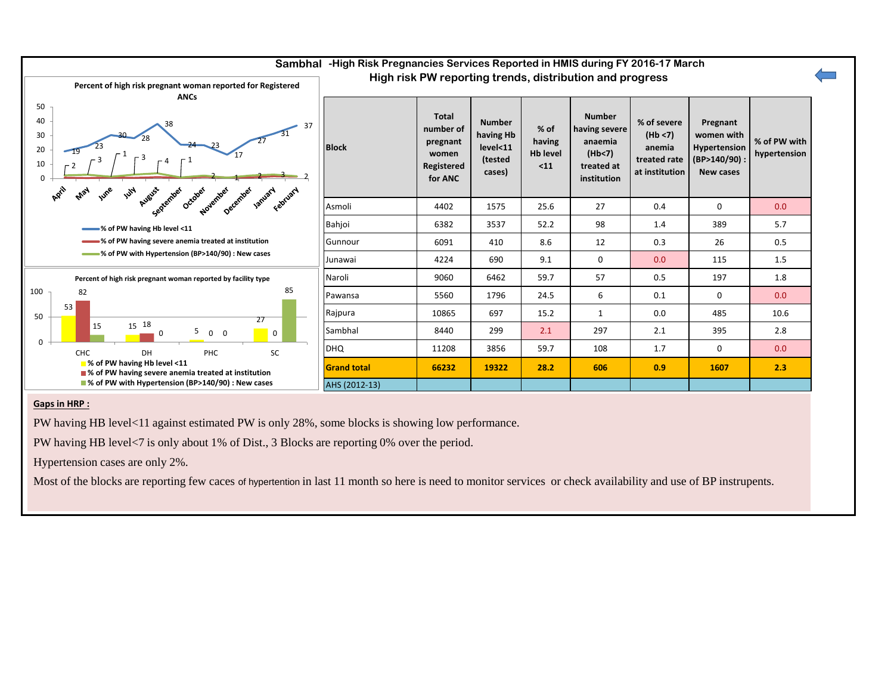## Sambhal -High Risk Pregnancies Services Reported in HMIS during FY 2016-17 March

### High risk PW reporting trends, distribution and progress

**Percent of high risk pregnant woman reported for Registered ANCs**

| Month | % of PW having Hb level <11 | % of PW having severe anemia treated at institution | % of PW with Hypertension (BP>140/90) : New cases |
|---|---|---|---|
| April | 19 | | 2 |
| May | 23 | | 3 |
| June | 30 | | 1 |
| July | 28 | | 3 |
| August | 38 | | 4 |
| September | 24 | | 1 |
| October | 23 | | 2 |
| November | 17 | | 1 |
| December | 27 | | 2 |
| January | 31 | | 3 |
| February | 37 | | 2 |

**Percent of high risk pregnant woman reported by facility type**

| Facility | % of PW having Hb level <11 | % of PW having severe anemia treated at institution | % of PW with Hypertension (BP>140/90) : New cases |
|---|---|---|---|
| CHC | 53 | 82 | 15 |
| DH | 15 | 18 | 0 |
| PHC | 5 | 0 | 0 |
| SC | 27 | 0 | 85 |

| Block | Total number of pregnant women Registered for ANC | Number having Hb level<11 (tested cases) | % of having Hb level <11 | Number having severe anaemia (Hb<7) treated at institution | % of severe (Hb <7) anemia treated rate at institution | Pregnant women with Hypertension (BP>140/90) : New cases | % of PW with hypertension |
|---|---|---|---|---|---|---|---|
| Asmoli | 4402 | 1575 | 25.6 | 27 | 0.4 | 0 | 0.0 |
| Bahjoi | 6382 | 3537 | 52.2 | 98 | 1.4 | 389 | 5.7 |
| Gunnour | 6091 | 410 | 8.6 | 12 | 0.3 | 26 | 0.5 |
| Junawai | 4224 | 690 | 9.1 | 0 | 0.0 | 115 | 1.5 |
| Naroli | 9060 | 6462 | 59.7 | 57 | 0.5 | 197 | 1.8 |
| Pawansa | 5560 | 1796 | 24.5 | 6 | 0.1 | 0 | 0.0 |
| Rajpura | 10865 | 697 | 15.2 | 1 | 0.0 | 485 | 10.6 |
| Sambhal | 8440 | 299 | 2.1 | 297 | 2.1 | 395 | 2.8 |
| DHQ | 11208 | 3856 | 59.7 | 108 | 1.7 | 0 | 0.0 |
| **Grand total** | **66232** | **19322** | **28.2** | **606** | **0.9** | **1607** | **2.3** |
| AHS (2012-13) | | | | | | | |

**Gaps in HRP :**

PW having HB level<11 against estimated PW is only 28%, some blocks is showing low performance.

PW having HB level<7 is only about 1% of Dist., 3 Blocks are reporting 0% over the period.

Hypertension cases are only 2%.

Most of the blocks are reporting few caces of hypertention in last 11 month so here is need to monitor services or check availability and use of BP instrupents.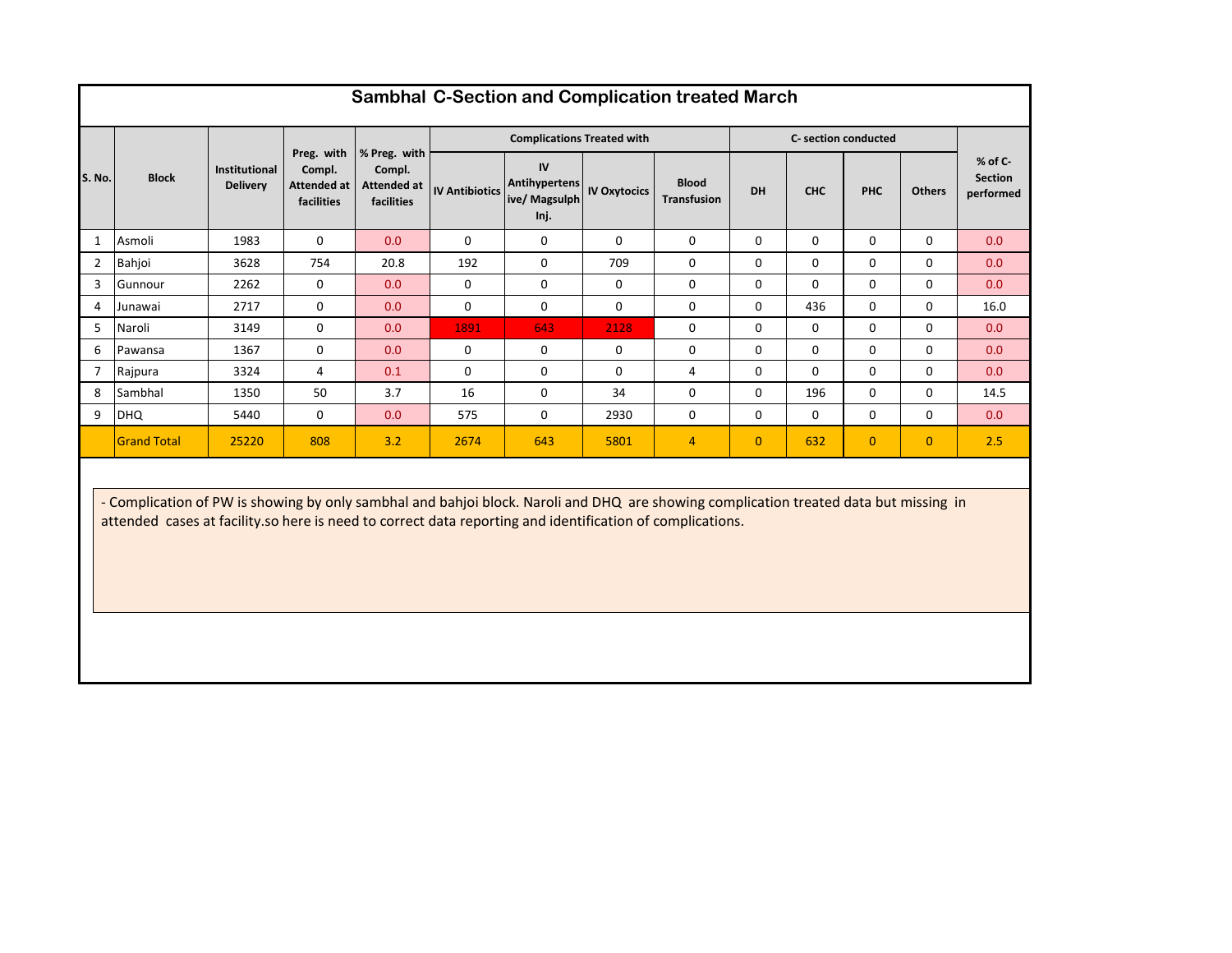# Sambhal C-Section and Complication treated March

| S. No. | Block | Institutional Delivery | Preg. with Compl. Attended at facilities | % Preg. with Compl. Attended at facilities | Complications Treated with | | | | C- section conducted | | | | % of C-Section performed |
|---|---|---|---|---|---|---|---|---|---|---|---|---|---|
| | | | | | IV Antibiotics | IV Antihypertensive/ Magsulph Inj. | IV Oxytocics | Blood Transfusion | DH | CHC | PHC | Others | |
| 1 | Asmoli | 1983 | 0 | 0.0 | 0 | 0 | 0 | 0 | 0 | 0 | 0 | 0 | 0.0 |
| 2 | Bahjoi | 3628 | 754 | 20.8 | 192 | 0 | 709 | 0 | 0 | 0 | 0 | 0 | 0.0 |
| 3 | Gunnour | 2262 | 0 | 0.0 | 0 | 0 | 0 | 0 | 0 | 0 | 0 | 0 | 0.0 |
| 4 | Junawai | 2717 | 0 | 0.0 | 0 | 0 | 0 | 0 | 0 | 436 | 0 | 0 | 16.0 |
| 5 | Naroli | 3149 | 0 | 0.0 | 1891 | 643 | 2128 | 0 | 0 | 0 | 0 | 0 | 0.0 |
| 6 | Pawansa | 1367 | 0 | 0.0 | 0 | 0 | 0 | 0 | 0 | 0 | 0 | 0 | 0.0 |
| 7 | Rajpura | 3324 | 4 | 0.1 | 0 | 0 | 0 | 4 | 0 | 0 | 0 | 0 | 0.0 |
| 8 | Sambhal | 1350 | 50 | 3.7 | 16 | 0 | 34 | 0 | 0 | 196 | 0 | 0 | 14.5 |
| 9 | DHQ | 5440 | 0 | 0.0 | 575 | 0 | 2930 | 0 | 0 | 0 | 0 | 0 | 0.0 |
| | Grand Total | 25220 | 808 | 3.2 | 2674 | 643 | 5801 | 4 | 0 | 632 | 0 | 0 | 2.5 |

- Complication of PW is showing by only sambhal and bahjoi block. Naroli and DHQ are showing complication treated data but missing in attended cases at facility.so here is need to correct data reporting and identification of complications.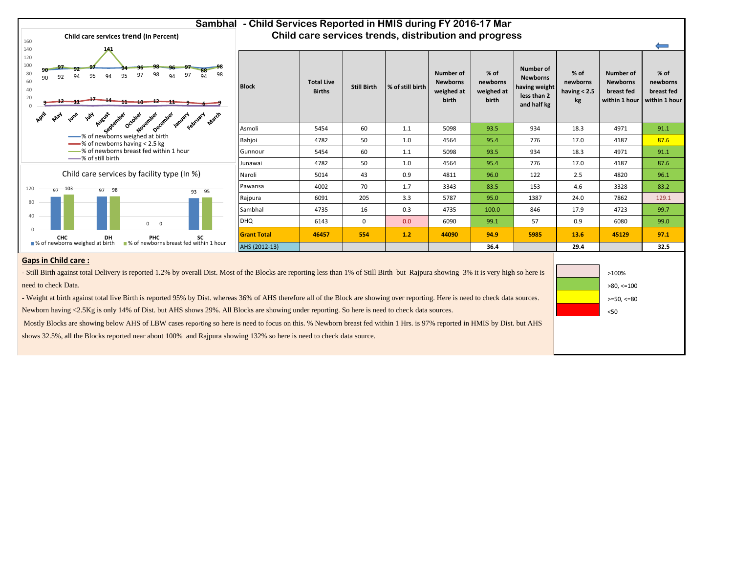# Sambhal - Child Services Reported in HMIS during FY 2016-17 Mar

## Child care services trends, distribution and progress

**Child care services trend (In Percent)**

| Month | % of newborns weighed at birth | % of newborns having < 2.5 kg | % of newborns breast fed within 1 hour | % of still birth |
|---|---|---|---|---|
| April | 90 | 9 | 90 | |
| May | 92 | 12 | 97 | |
| June | 94 | 11 | 92 | |
| July | 95 | 17 | 97 | |
| August | 94 | 14 | 141 | |
| September | 95 | 11 | 94 | |
| October | 97 | 10 | 96 | |
| November | 98 | 12 | 98 | |
| December | 94 | 11 | 96 | |
| January | 97 | 9 | 97 | |
| February | 94 | 6 | 88 | |
| March | 98 | 9 | 98 | |

**Child care services by facility type (In %)**

| Facility | % of newborns weighed at birth | % of newborns breast fed within 1 hour |
|---|---|---|
| CHC | 97 | 103 |
| DH | 97 | 98 |
| PHC | 0 | 0 |
| SC | 93 | 95 |

| Block | Total Live Births | Still Birth | % of still birth | Number of Newborns weighed at birth | % of newborns weighed at birth | Number of Newborns having weight less than 2 and half kg | % of newborns having < 2.5 kg | Number of Newborns breast fed within 1 hour | % of newborns breast fed within 1 hour |
|---|---|---|---|---|---|---|---|---|---|
| Asmoli | 5454 | 60 | 1.1 | 5098 | 93.5 | 934 | 18.3 | 4971 | 91.1 |
| Bahjoi | 4782 | 50 | 1.0 | 4564 | 95.4 | 776 | 17.0 | 4187 | 87.6 |
| Gunnour | 5454 | 60 | 1.1 | 5098 | 93.5 | 934 | 18.3 | 4971 | 91.1 |
| Junawai | 4782 | 50 | 1.0 | 4564 | 95.4 | 776 | 17.0 | 4187 | 87.6 |
| Naroli | 5014 | 43 | 0.9 | 4811 | 96.0 | 122 | 2.5 | 4820 | 96.1 |
| Pawansa | 4002 | 70 | 1.7 | 3343 | 83.5 | 153 | 4.6 | 3328 | 83.2 |
| Rajpura | 6091 | 205 | 3.3 | 5787 | 95.0 | 1387 | 24.0 | 7862 | 129.1 |
| Sambhal | 4735 | 16 | 0.3 | 4735 | 100.0 | 846 | 17.9 | 4723 | 99.7 |
| DHQ | 6143 | 0 | 0.0 | 6090 | 99.1 | 57 | 0.9 | 6080 | 99.0 |
| **Grant Total** | **46457** | **554** | **1.2** | **44090** | **94.9** | **5985** | **13.6** | **45129** | **97.1** |
| AHS (2012-13) | | | | | **36.4** | | **29.4** | | **32.5** |

Legend: >100% ; >80, <=100 ; >=50, <=80 ; <50

**Gaps in Child care :**

- Still Birth against total Delivery is reported 1.2% by overall Dist. Most of the Blocks are reporting less than 1% of Still Birth but Rajpura showing 3% it is very high so here is need to check Data.

- Weight at birth against total live Birth is reported 95% by Dist. whereas 36% of AHS therefore all of the Block are showing over reporting. Here is need to check data sources. Newborn having <2.5Kg is only 14% of Dist. but AHS shows 29%. All Blocks are showing under reporting. So here is need to check data sources.

Mostly Blocks are showing below AHS of LBW cases reporting so here is need to focus on this. % Newborn breast fed within 1 Hrs. is 97% reported in HMIS by Dist. but AHS shows 32.5%, all the Blocks reported near about 100% and Rajpura showing 132% so here is need to check data source.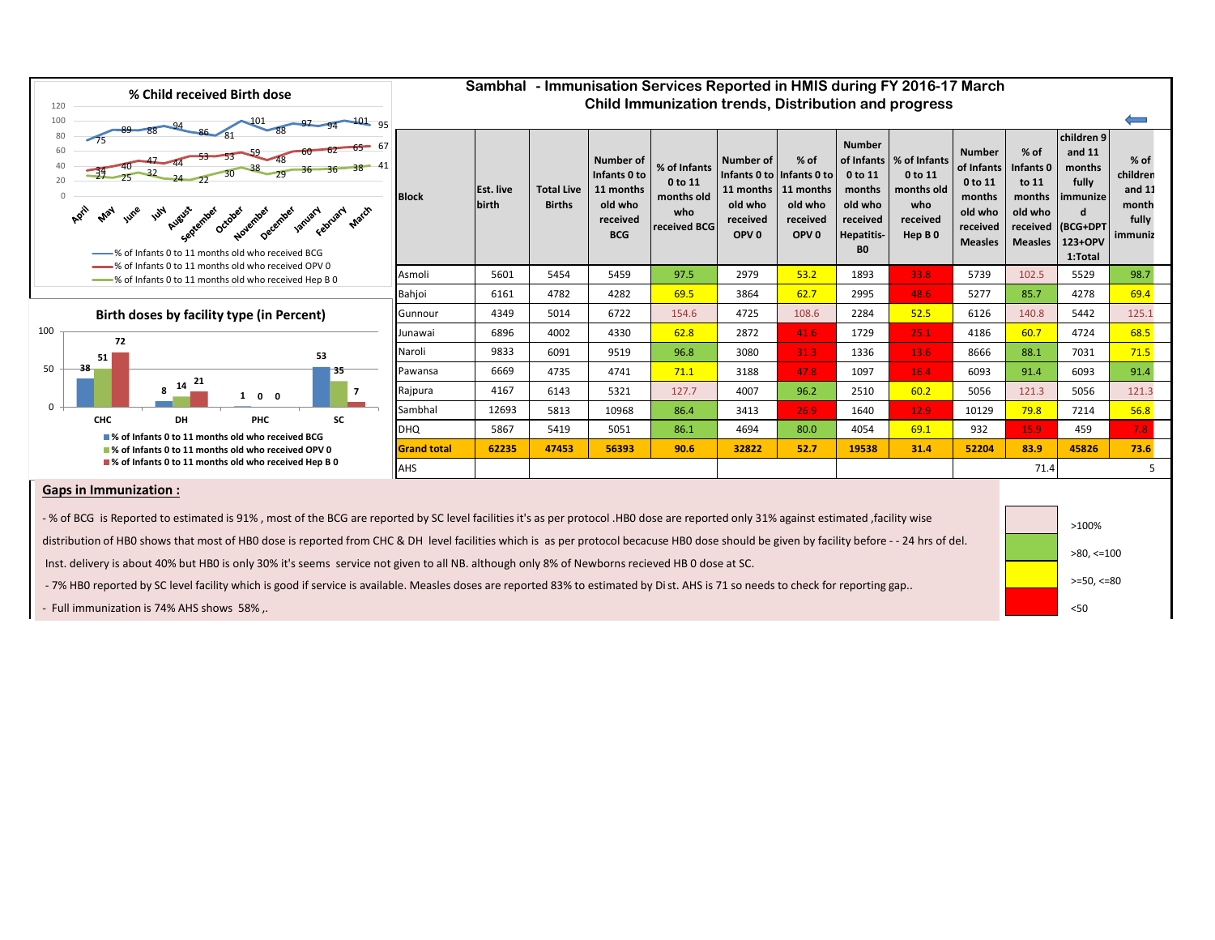# Sambhal - Immunisation Services Reported in HMIS during FY 2016-17 March

## Child Immunization trends, Distribution and progress

**% Child received Birth dose**

| Month | % of Infants 0 to 11 months old who received BCG | % of Infants 0 to 11 months old who received OPV 0 | % of Infants 0 to 11 months old who received Hep B 0 |
|---|---|---|---|
| April | 75 | 34 | 27 |
| May | 89 | 40 | 25 |
| June | 88 | 47 | 32 |
| July | 94 | 44 | 24 |
| August | 86 | 53 | 22 |
| September | 81 | 53 | 30 |
| October | 101 | 59 | 38 |
| November | 88 | 48 | 29 |
| December | 97 | 60 | 36 |
| January | 94 | 62 | 36 |
| February | 101 | 65 | 38 |
| March | 95 | 67 | 41 |

**Birth doses by facility type (in Percent)**

| Facility | % of Infants 0 to 11 months old who received BCG | % of Infants 0 to 11 months old who received OPV 0 | % of Infants 0 to 11 months old who received Hep B 0 |
|---|---|---|---|
| CHC | 38 | 51 | 72 |
| DH | 8 | 14 | 21 |
| PHC | 1 | 0 | 0 |
| SC | 53 | 35 | 7 |

| Block | Est. live birth | Total Live Births | Number of Infants 0 to 11 months old who received BCG | % of Infants 0 to 11 months old who received BCG | Number of Infants 0 to 11 months old who received OPV 0 | % of Infants 0 to 11 months old who received OPV 0 | Number of Infants 0 to 11 months old who received Hepatitis-B0 | % of Infants 0 to 11 months old who received Hep B 0 | Number of Infants 0 to 11 months old who received Measles | % of Infants 0 to 11 months old who received Measles | children 9 and 11 months fully immunized (BCG+DPT 123+OPV 1:Total | % of children and 11 month fully immuniz |
|---|---|---|---|---|---|---|---|---|---|---|---|---|
| Asmoli | 5601 | 5454 | 5459 | 97.5 | 2979 | 53.2 | 1893 | 33.8 | 5739 | 102.5 | 5529 | 98.7 |
| Bahjoi | 6161 | 4782 | 4282 | 69.5 | 3864 | 62.7 | 2995 | 48.6 | 5277 | 85.7 | 4278 | 69.4 |
| Gunnour | 4349 | 5014 | 6722 | 154.6 | 4725 | 108.6 | 2284 | 52.5 | 6126 | 140.8 | 5442 | 125.1 |
| Junawai | 6896 | 4002 | 4330 | 62.8 | 2872 | 41.6 | 1729 | 25.1 | 4186 | 60.7 | 4724 | 68.5 |
| Naroli | 9833 | 6091 | 9519 | 96.8 | 3080 | 31.3 | 1336 | 13.6 | 8666 | 88.1 | 7031 | 71.5 |
| Pawansa | 6669 | 4735 | 4741 | 71.1 | 3188 | 47.8 | 1097 | 16.4 | 6093 | 91.4 | 6093 | 91.4 |
| Rajpura | 4167 | 6143 | 5321 | 127.7 | 4007 | 96.2 | 2510 | 60.2 | 5056 | 121.3 | 5056 | 121.3 |
| Sambhal | 12693 | 5813 | 10968 | 86.4 | 3413 | 26.9 | 1640 | 12.9 | 10129 | 79.8 | 7214 | 56.8 |
| DHQ | 5867 | 5419 | 5051 | 86.1 | 4694 | 80.0 | 4054 | 69.1 | 932 | 15.9 | 459 | 7.8 |
| **Grand total** | **62235** | **47453** | **56393** | **90.6** | **32822** | **52.7** | **19538** | **31.4** | **52204** | **83.9** | **45826** | **73.6** |
| AHS | | | | | | | | | | 71.4 | | 5 |

Legend: >100% ; >80, <=100 ; >=50, <=80 ; <50

## Gaps in Immunization :

- % of BCG is Reported to estimated is 91% , most of the BCG are reported by SC level facilities it's as per protocol .HB0 dose are reported only 31% against estimated ,facility wise distribution of HB0 shows that most of HB0 dose is reported from CHC & DH level facilities which is as per protocol becacuse HB0 dose should be given by facility before - - 24 hrs of del. Inst. delivery is about 40% but HB0 is only 30% it's seems service not given to all NB. although only 8% of Newborns recieved HB 0 dose at SC.
- 7% HB0 reported by SC level facility which is good if service is available. Measles doses are reported 83% to estimated by Di st. AHS is 71 so needs to check for reporting gap..
- Full immunization is 74% AHS shows 58% ,.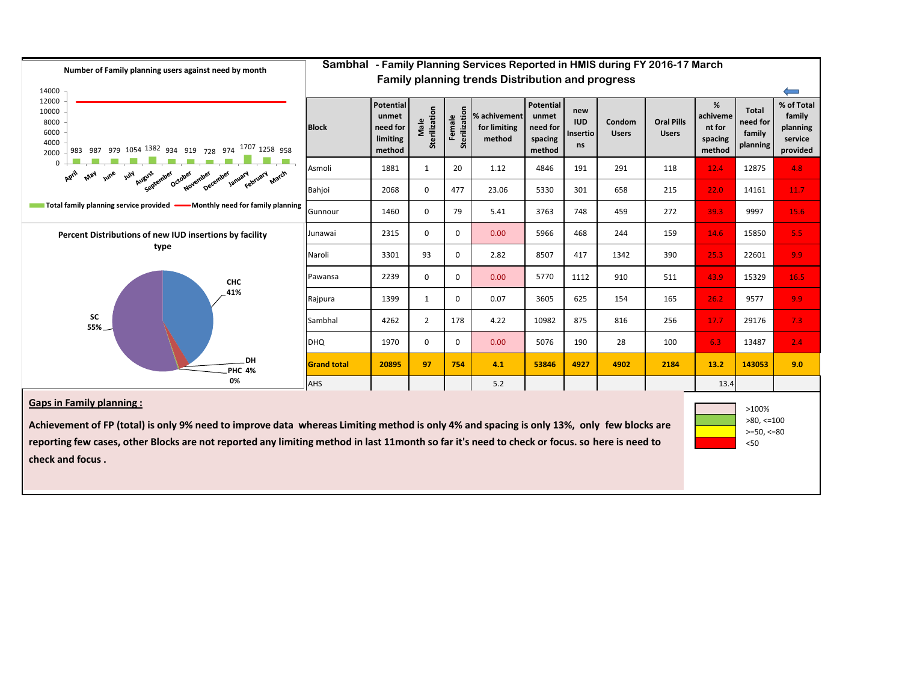## Sambhal - Family Planning Services Reported in HMIS during FY 2016-17 March

### Family planning trends Distribution and progress

**Number of Family planning users against need by month**

| Month | Total family planning service provided |
|---|---|
| April | 983 |
| May | 987 |
| June | 979 |
| July | 1054 |
| August | 1382 |
| September | 934 |
| October | 919 |
| November | 728 |
| December | 974 |
| January | 1707 |
| February | 1258 |
| March | 958 |

Total family planning service provided — Monthly need for family planning

**Percent Distributions of new IUD insertions by facility type**

CHC 41%; SC 55%; DH 4%; PHC 0%

| Block | Potential unmet need for limiting method | Male Sterilization | Female Sterilization | % achievement for limiting method | Potential unmet need for spacing method | new IUD Insertions | Condom Users | Oral Pills Users | % achivement for spacing method | Total need for family planning | % of Total family planning service provided |
|---|---|---|---|---|---|---|---|---|---|---|---|
| Asmoli | 1881 | 1 | 20 | 1.12 | 4846 | 191 | 291 | 118 | 12.4 | 12875 | 4.8 |
| Bahjoi | 2068 | 0 | 477 | 23.06 | 5330 | 301 | 658 | 215 | 22.0 | 14161 | 11.7 |
| Gunnour | 1460 | 0 | 79 | 5.41 | 3763 | 748 | 459 | 272 | 39.3 | 9997 | 15.6 |
| Junawai | 2315 | 0 | 0 | 0.00 | 5966 | 468 | 244 | 159 | 14.6 | 15850 | 5.5 |
| Naroli | 3301 | 93 | 0 | 2.82 | 8507 | 417 | 1342 | 390 | 25.3 | 22601 | 9.9 |
| Pawansa | 2239 | 0 | 0 | 0.00 | 5770 | 1112 | 910 | 511 | 43.9 | 15329 | 16.5 |
| Rajpura | 1399 | 1 | 0 | 0.07 | 3605 | 625 | 154 | 165 | 26.2 | 9577 | 9.9 |
| Sambhal | 4262 | 2 | 178 | 4.22 | 10982 | 875 | 816 | 256 | 17.7 | 29176 | 7.3 |
| DHQ | 1970 | 0 | 0 | 0.00 | 5076 | 190 | 28 | 100 | 6.3 | 13487 | 2.4 |
| **Grand total** | **20895** | **97** | **754** | **4.1** | **53846** | **4927** | **4902** | **2184** | **13.2** | **143053** | **9.0** |
| AHS | | | | 5.2 | | | | | 13.4 | | |

Legend: >100%; >80, <=100; >=50, <=80; <50

**Gaps in Family planning :**

**Achievement of FP (total) is only 9% need to improve data whereas Limiting method is only 4% and spacing is only 13%, only few blocks are reporting few cases, other Blocks are not reported any limiting method in last 11month so far it's need to check or focus. so here is need to check and focus .**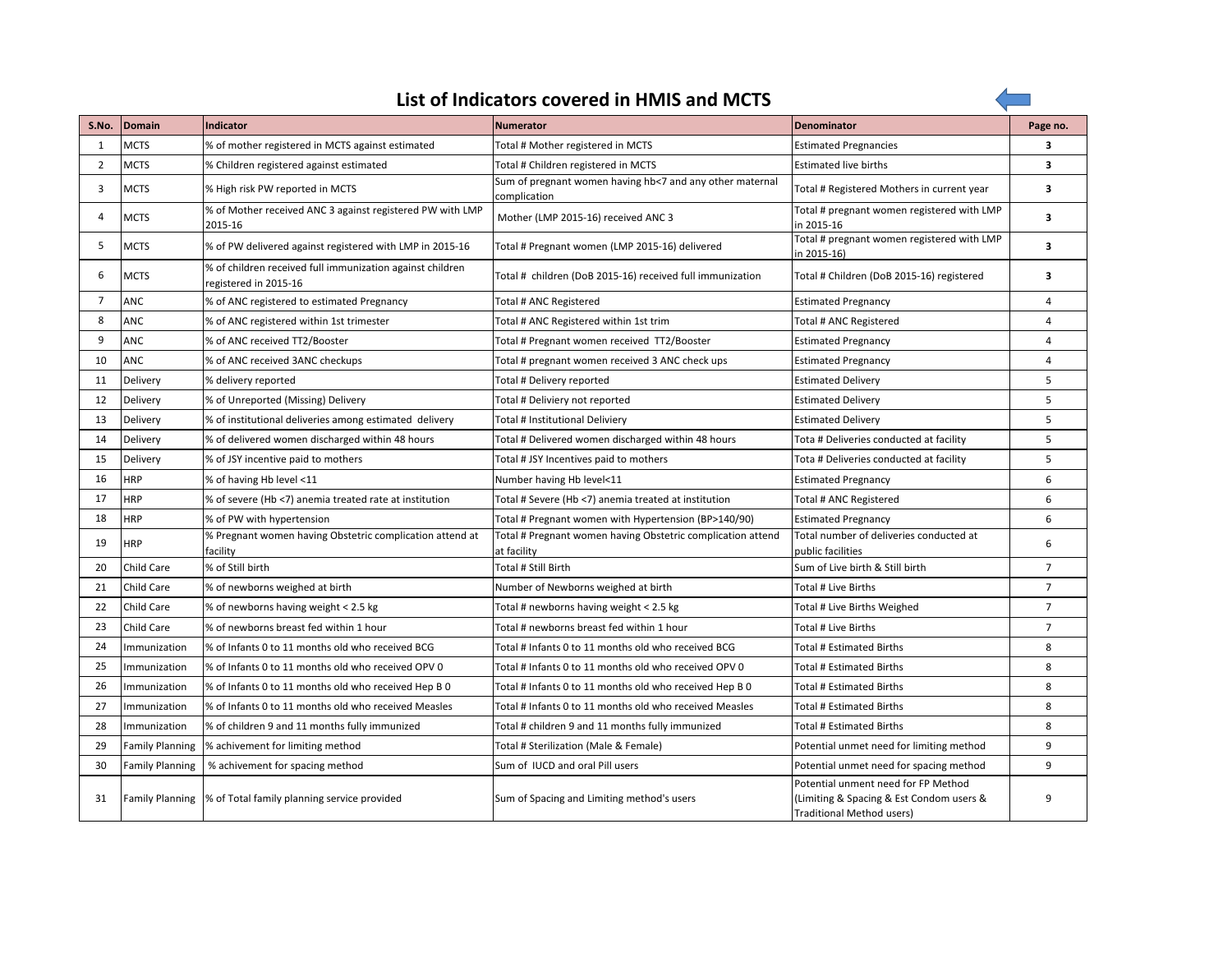# List of Indicators covered in HMIS and MCTS

| S.No. | Domain | Indicator | Numerator | Denominator | Page no. |
|---|---|---|---|---|---|
| 1 | MCTS | % of mother registered in MCTS against estimated | Total # Mother registered in MCTS | Estimated Pregnancies | **3** |
| 2 | MCTS | % Children registered against estimated | Total # Children registered in MCTS | Estimated live births | **3** |
| 3 | MCTS | % High risk PW reported in MCTS | Sum of pregnant women having hb<7 and any other maternal complication | Total # Registered Mothers in current year | **3** |
| 4 | MCTS | % of Mother received ANC 3 against registered PW with LMP 2015-16 | Mother (LMP 2015-16) received ANC 3 | Total # pregnant women registered with LMP in 2015-16 | **3** |
| 5 | MCTS | % of PW delivered against registered with LMP in 2015-16 | Total # Pregnant women (LMP 2015-16) delivered | Total # pregnant women registered with LMP in 2015-16) | **3** |
| 6 | MCTS | % of children received full immunization against children registered in 2015-16 | Total # children (DoB 2015-16) received full immunization | Total # Children (DoB 2015-16) registered | **3** |
| 7 | ANC | % of ANC registered to estimated Pregnancy | Total # ANC Registered | Estimated Pregnancy | 4 |
| 8 | ANC | % of ANC registered within 1st trimester | Total # ANC Registered within 1st trim | Total # ANC Registered | 4 |
| 9 | ANC | % of ANC received TT2/Booster | Total # Pregnant women received TT2/Booster | Estimated Pregnancy | 4 |
| 10 | ANC | % of ANC received 3ANC checkups | Total # pregnant women received 3 ANC check ups | Estimated Pregnancy | 4 |
| 11 | Delivery | % delivery reported | Total # Delivery reported | Estimated Delivery | 5 |
| 12 | Delivery | % of Unreported (Missing) Delivery | Total # Deliviery not reported | Estimated Delivery | 5 |
| 13 | Delivery | % of institutional deliveries among estimated delivery | Total # Institutional Deliviery | Estimated Delivery | 5 |
| 14 | Delivery | % of delivered women discharged within 48 hours | Total # Delivered women discharged within 48 hours | Tota # Deliveries conducted at facility | 5 |
| 15 | Delivery | % of JSY incentive paid to mothers | Total # JSY Incentives paid to mothers | Tota # Deliveries conducted at facility | 5 |
| 16 | HRP | % of having Hb level <11 | Number having Hb level<11 | Estimated Pregnancy | 6 |
| 17 | HRP | % of severe (Hb <7) anemia treated rate at institution | Total # Severe (Hb <7) anemia treated at institution | Total # ANC Registered | 6 |
| 18 | HRP | % of PW with hypertension | Total # Pregnant women with Hypertension (BP>140/90) | Estimated Pregnancy | 6 |
| 19 | HRP | % Pregnant women having Obstetric complication attend at facility | Total # Pregnant women having Obstetric complication attend at facility | Total number of deliveries conducted at public facilities | 6 |
| 20 | Child Care | % of Still birth | Total # Still Birth | Sum of Live birth & Still birth | 7 |
| 21 | Child Care | % of newborns weighed at birth | Number of Newborns weighed at birth | Total # Live Births | 7 |
| 22 | Child Care | % of newborns having weight < 2.5 kg | Total # newborns having weight < 2.5 kg | Total # Live Births Weighed | 7 |
| 23 | Child Care | % of newborns breast fed within 1 hour | Total # newborns breast fed within 1 hour | Total # Live Births | 7 |
| 24 | Immunization | % of Infants 0 to 11 months old who received BCG | Total # Infants 0 to 11 months old who received BCG | Total # Estimated Births | 8 |
| 25 | Immunization | % of Infants 0 to 11 months old who received OPV 0 | Total # Infants 0 to 11 months old who received OPV 0 | Total # Estimated Births | 8 |
| 26 | Immunization | % of Infants 0 to 11 months old who received Hep B 0 | Total # Infants 0 to 11 months old who received Hep B 0 | Total # Estimated Births | 8 |
| 27 | Immunization | % of Infants 0 to 11 months old who received Measles | Total # Infants 0 to 11 months old who received Measles | Total # Estimated Births | 8 |
| 28 | Immunization | % of children 9 and 11 months fully immunized | Total # children 9 and 11 months fully immunized | Total # Estimated Births | 8 |
| 29 | Family Planning | % achivement for limiting method | Total # Sterilization (Male & Female) | Potential unmet need for limiting method | 9 |
| 30 | Family Planning | % achivement for spacing method | Sum of IUCD and oral Pill users | Potential unmet need for spacing method | 9 |
| 31 | Family Planning | % of Total family planning service provided | Sum of Spacing and Limiting method's users | Potential unment need for FP Method (Limiting & Spacing & Est Condom users & Traditional Method users) | 9 |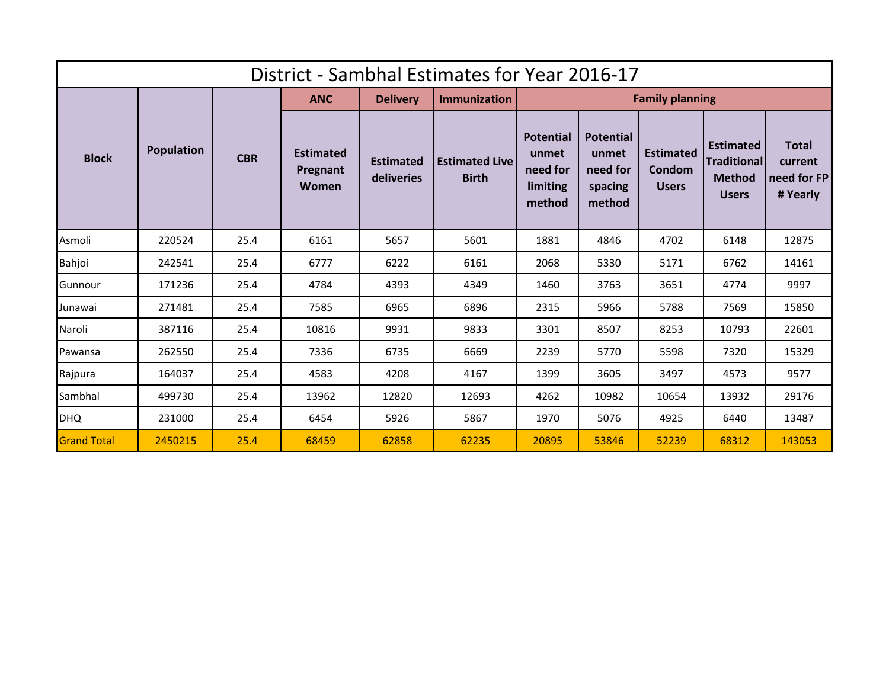# District - Sambhal Estimates for Year 2016-17

| Block | Population | CBR | ANC | Delivery | Immunization | Family planning | | | | |
|---|---|---|---|---|---|---|---|---|---|---|
| | | | Estimated Pregnant Women | Estimated deliveries | Estimated Live Birth | Potential unmet need for limiting method | Potential unmet need for spacing method | Estimated Condom Users | Estimated Traditional Method Users | Total current need for FP # Yearly |
| Asmoli | 220524 | 25.4 | 6161 | 5657 | 5601 | 1881 | 4846 | 4702 | 6148 | 12875 |
| Bahjoi | 242541 | 25.4 | 6777 | 6222 | 6161 | 2068 | 5330 | 5171 | 6762 | 14161 |
| Gunnour | 171236 | 25.4 | 4784 | 4393 | 4349 | 1460 | 3763 | 3651 | 4774 | 9997 |
| Junawai | 271481 | 25.4 | 7585 | 6965 | 6896 | 2315 | 5966 | 5788 | 7569 | 15850 |
| Naroli | 387116 | 25.4 | 10816 | 9931 | 9833 | 3301 | 8507 | 8253 | 10793 | 22601 |
| Pawansa | 262550 | 25.4 | 7336 | 6735 | 6669 | 2239 | 5770 | 5598 | 7320 | 15329 |
| Rajpura | 164037 | 25.4 | 4583 | 4208 | 4167 | 1399 | 3605 | 3497 | 4573 | 9577 |
| Sambhal | 499730 | 25.4 | 13962 | 12820 | 12693 | 4262 | 10982 | 10654 | 13932 | 29176 |
| DHQ | 231000 | 25.4 | 6454 | 5926 | 5867 | 1970 | 5076 | 4925 | 6440 | 13487 |
| Grand Total | 2450215 | 25.4 | 68459 | 62858 | 62235 | 20895 | 53846 | 52239 | 68312 | 143053 |